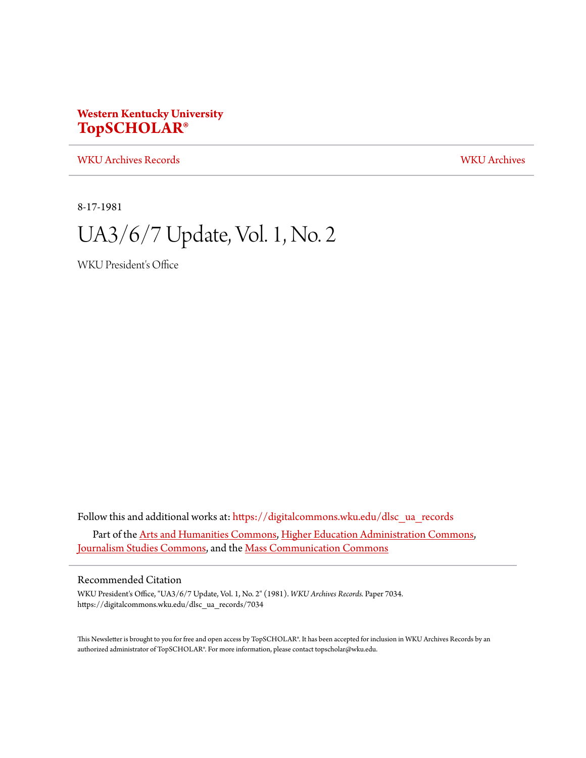Western Kentucky University
**TopSCHOLAR®**

WKU Archives Records | WKU Archives

8-17-1981

# UA3/6/7 Update, Vol. 1, No. 2

WKU President's Office

Follow this and additional works at: https://digitalcommons.wku.edu/dlsc_ua_records

Part of the Arts and Humanities Commons, Higher Education Administration Commons, Journalism Studies Commons, and the Mass Communication Commons

## Recommended Citation

WKU President's Office, "UA3/6/7 Update, Vol. 1, No. 2" (1981). *WKU Archives Records.* Paper 7034.
https://digitalcommons.wku.edu/dlsc_ua_records/7034

This Newsletter is brought to you for free and open access by TopSCHOLAR®. It has been accepted for inclusion in WKU Archives Records by an authorized administrator of TopSCHOLAR®. For more information, please contact topscholar@wku.edu.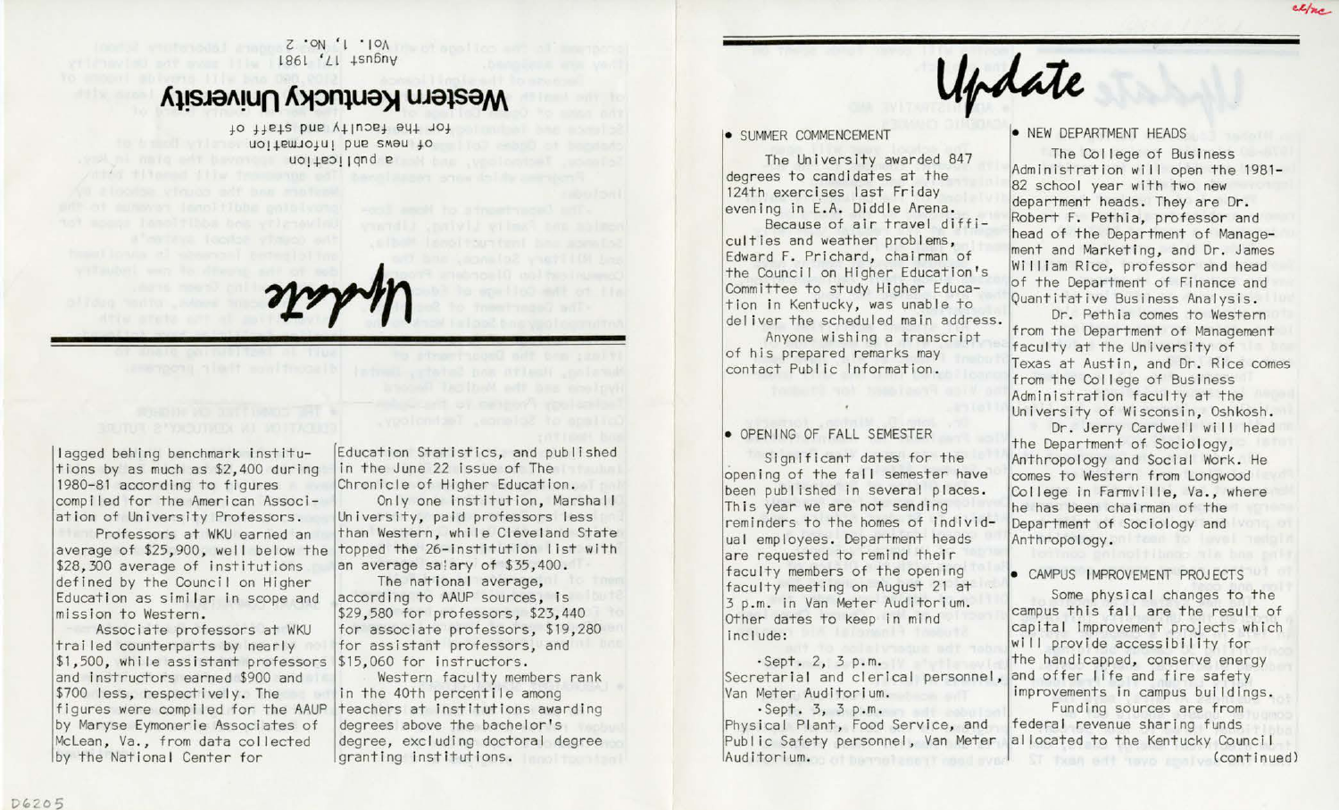lagged behind benchmark institutions by as much as $2,400 during 1980-81 according to figures compiled for the American Association of University Professors.

Professors at WKU earned an average of $25,900, well below the $28,300 average of institutions defined by the Council on Higher Education as similar in scope and mission to Western.

Associate professors at WKU trailed counterparts by nearly $1,500, while assistant professors and instructors earned $900 and $700 less, respectively. The figures were compiled for the AAUP by Maryse Eymonerie Associates of McLean, Va., from data collected by the National Center for Education Statistics, and published in the June 22 issue of The Chronicle of Higher Education.

Only one institution, Marshall University, paid professors less than Western, while Cleveland State topped the 26-institution list with an average salary of $35,400.

The national average, according to AAUP sources, is $29,580 for professors, $23,440 for associate professors, $19,280 for assistant professors, and $15,060 for instructors.

Western faculty members rank in the 40th percentile among teachers at institutions awarding degrees above the bachelor's degree, excluding doctoral degree granting institutions.

# Update

## • SUMMER COMMENCEMENT

The University awarded 847 degrees to candidates at the 124th exercises last Friday evening in E.A. Diddle Arena.

Because of air travel difficulties and weather problems, Edward F. Prichard, chairman of the Council on Higher Education's Committee to study Higher Education in Kentucky, was unable to deliver the scheduled main address.

Anyone wishing a transcript of his prepared remarks may contact Public Information.

## • OPENING OF FALL SEMESTER

Significant dates for the opening of the fall semester have been published in several places. This year we are not sending reminders to the homes of individual employees. Department heads are requested to remind their faculty members of the opening faculty meeting on August 21 at 3 p.m. in Van Meter Auditorium. Other dates to keep in mind include:

- Sept. 2, 3 p.m. Secretarial and clerical personnel, Van Meter Auditorium.
- Sept. 3, 3 p.m. Physical Plant, Food Service, and Public Safety personnel, Van Meter Auditorium.

## • NEW DEPARTMENT HEADS

The College of Business Administration will open the 1981-82 school year with two new department heads. They are Dr. Robert F. Pethia, professor and head of the Department of Management and Marketing, and Dr. James William Rice, professor and head of the Department of Finance and Quantitative Business Analysis.

Dr. Pethia comes to Western from the Department of Management faculty at the University of Texas at Austin, and Dr. Rice comes from the College of Business Administration faculty at the University of Wisconsin, Oshkosh.

Dr. Jerry Cardwell will head the Department of Sociology, Anthropology and Social Work. He comes to Western from Longwood College in Farmville, Va., where he has been chairman of the Department of Sociology and Anthropology.

## • CAMPUS IMPROVEMENT PROJECTS

Some physical changes to the campus this fall are the result of capital improvement projects which will provide accessibility for the handicapped, conserve energy and offer life and fire safety improvements in campus buildings.

Funding sources are from federal revenue sharing funds allocated to the Kentucky Council (continued)

**Western Kentucky University**

a publication of news and information for the faculty and staff of

August 17, 1981
Vol. 1, No. 2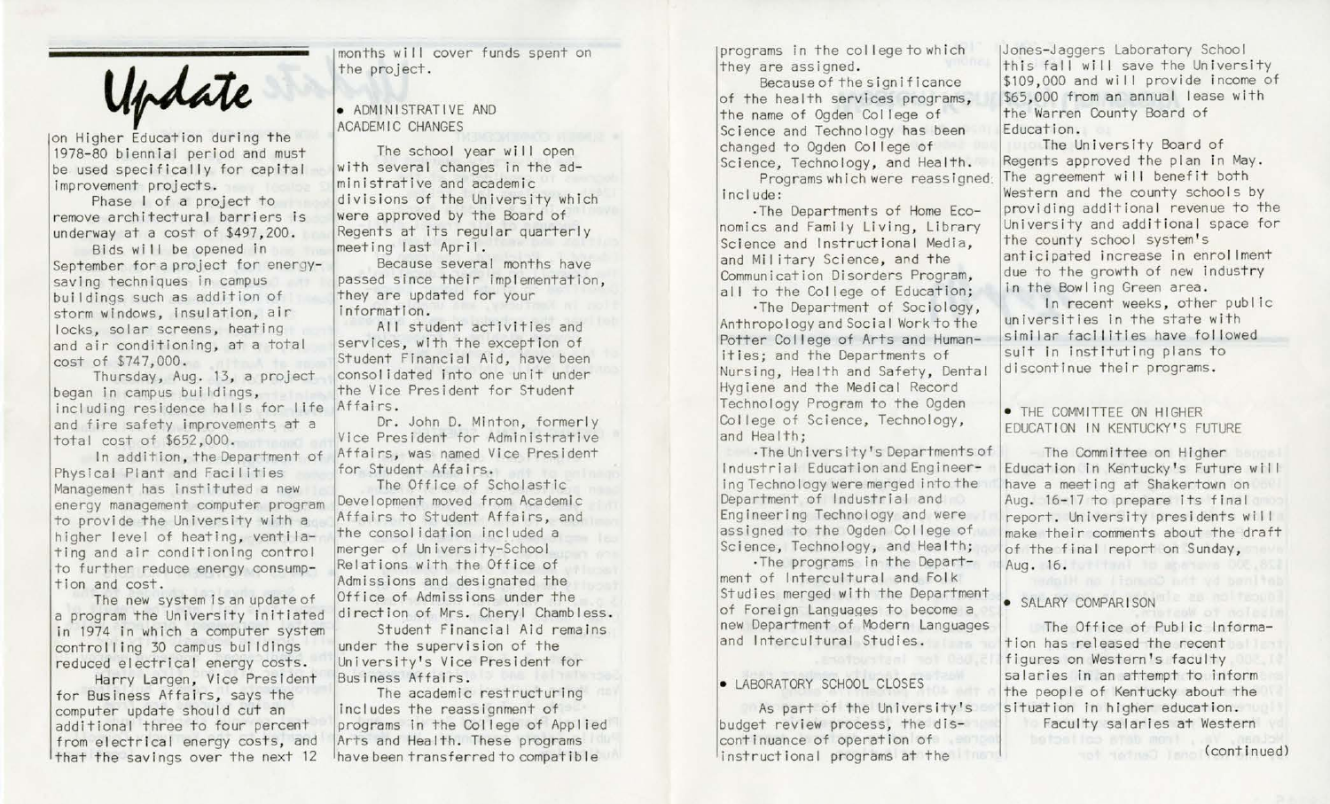# Update

on Higher Education during the 1978-80 biennial period and must be used specifically for capital improvement projects.

Phase I of a project to remove architectural barriers is underway at a cost of $497,200.

Bids will be opened in September for a project for energy-saving techniques in campus buildings such as addition of storm windows, insulation, air locks, solar screens, heating and air conditioning, at a total cost of $747,000.

Thursday, Aug. 13, a project began in campus buildings, including residence halls for life and fire safety improvements at a total cost of $652,000.

In addition, the Department of Physical Plant and Facilities Management has instituted a new energy management computer program to provide the University with a higher level of heating, ventilating and air conditioning control to further reduce energy consumption and cost.

The new system is an update of a program the University initiated in 1974 in which a computer system controlling 30 campus buildings reduced electrical energy costs.

Harry Largen, Vice President for Business Affairs, says the computer update should cut an additional three to four percent from electrical energy costs, and that the savings over the next 12 months will cover funds spent on the project.

## • ADMINISTRATIVE AND ACADEMIC CHANGES

The school year will open with several changes in the administrative and academic divisions of the University which were approved by the Board of Regents at its regular quarterly meeting last April.

Because several months have passed since their implementation, they are updated for your information.

All student activities and services, with the exception of Student Financial Aid, have been consolidated into one unit under the Vice President for Student Affairs.

Dr. John D. Minton, formerly Vice President for Administrative Affairs, was named Vice President for Student Affairs.

The Office of Scholastic Development moved from Academic Affairs to Student Affairs, and the consolidation included a merger of University-School Relations with the Office of Admissions and designated the Office of Admissions under the direction of Mrs. Cheryl Chambless.

Student Financial Aid remains under the supervision of the University's Vice President for Business Affairs.

The academic restructuring includes the reassignment of programs in the College of Applied Arts and Health. These programs have been transferred to compatible programs in the college to which they are assigned.

Because of the significance of the health services programs, the name of Ogden College of Science and Technology has been changed to Ogden College of Science, Technology, and Health.

Programs which were reassigned include:

·The Departments of Home Economics and Family Living, Library Science and Instructional Media, and Military Science, and the Communication Disorders Program, all to the College of Education;

·The Department of Sociology, Anthropology and Social Work to the Potter College of Arts and Humanities; and the Departments of Nursing, Health and Safety, Dental Hygiene and the Medical Record Technology Program to the Ogden College of Science, Technology, and Health;

·The University's Departments of Industrial Education and Engineering Technology were merged into the Department of Industrial and Engineering Technology and were assigned to the Ogden College of Science, Technology, and Health;

·The programs in the Department of Intercultural and Folk Studies merged with the Department of Foreign Languages to become a new Department of Modern Languages and Intercultural Studies.

## • LABORATORY SCHOOL CLOSES

As part of the University's budget review process, the discontinuance of operation of instructional programs at the Jones-Jaggers Laboratory School this fall will save the University $109,000 and will provide income of $65,000 from an annual lease with the Warren County Board of Education.

The University Board of Regents approved the plan in May. The agreement will benefit both Western and the county schools by providing additional revenue to the University and additional space for the county school system's anticipated increase in enrollment due to the growth of new industry in the Bowling Green area.

In recent weeks, other public universities in the state with similar facilities have followed suit in instituting plans to discontinue their programs.

## • THE COMMITTEE ON HIGHER EDUCATION IN KENTUCKY'S FUTURE

The Committee on Higher Education in Kentucky's Future will have a meeting at Shakertown on Aug. 16-17 to prepare its final report. University presidents will make their comments about the draft of the final report on Sunday, Aug. 16.

## • SALARY COMPARISON

The Office of Public Information has released the recent figures on Western's faculty salaries in an attempt to inform the people of Kentucky about the situation in higher education.

Faculty salaries at Western

(continued)